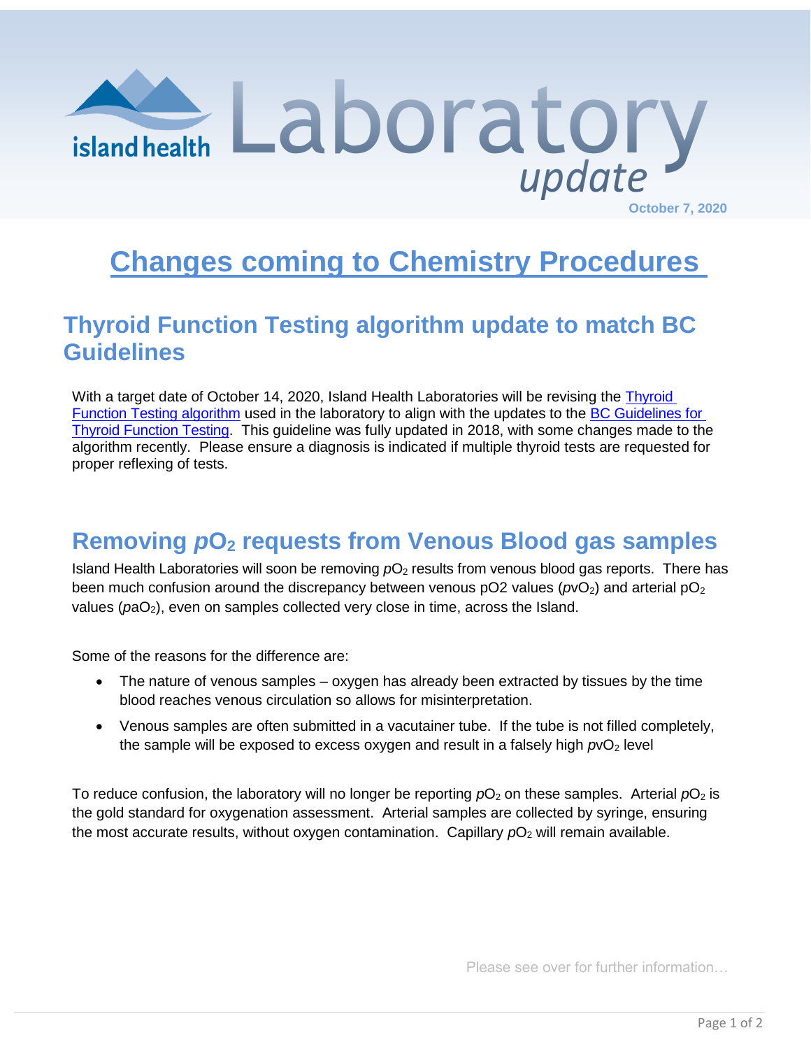# island health Laboratory update

October 7, 2020

# Changes coming to Chemistry Procedures

## Thyroid Function Testing algorithm update to match BC Guidelines

With a target date of October 14, 2020, Island Health Laboratories will be revising the Thyroid Function Testing algorithm used in the laboratory to align with the updates to the BC Guidelines for Thyroid Function Testing. This guideline was fully updated in 2018, with some changes made to the algorithm recently. Please ensure a diagnosis is indicated if multiple thyroid tests are requested for proper reflexing of tests.

## Removing $pO_2$ requests from Venous Blood gas samples

Island Health Laboratories will soon be removing $pO_2$ results from venous blood gas reports. There has been much confusion around the discrepancy between venous pO2 values ($pvO_2$) and arterial $pO_2$ values ($paO_2$), even on samples collected very close in time, across the Island.

Some of the reasons for the difference are:

- The nature of venous samples – oxygen has already been extracted by tissues by the time blood reaches venous circulation so allows for misinterpretation.
- Venous samples are often submitted in a vacutainer tube. If the tube is not filled completely, the sample will be exposed to excess oxygen and result in a falsely high $pvO_2$ level

To reduce confusion, the laboratory will no longer be reporting $pO_2$ on these samples. Arterial $pO_2$ is the gold standard for oxygenation assessment. Arterial samples are collected by syringe, ensuring the most accurate results, without oxygen contamination. Capillary $pO_2$ will remain available.

Please see over for further information…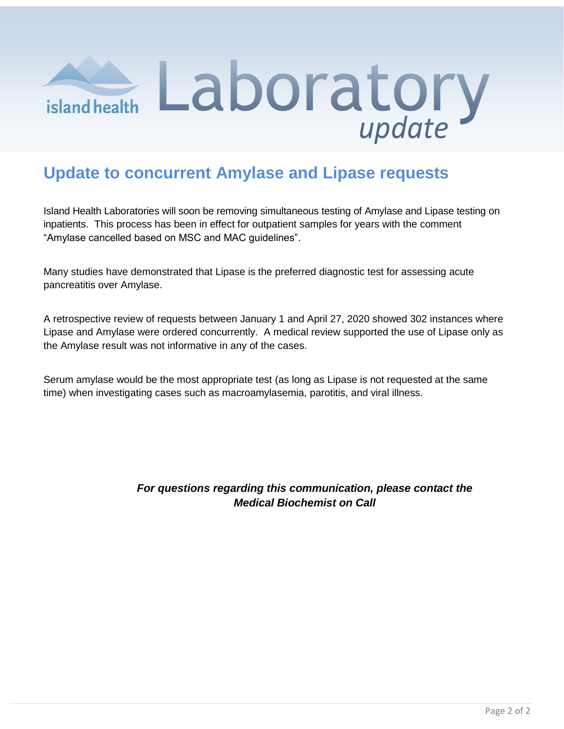# Laboratory update

## Update to concurrent Amylase and Lipase requests

Island Health Laboratories will soon be removing simultaneous testing of Amylase and Lipase testing on inpatients. This process has been in effect for outpatient samples for years with the comment "Amylase cancelled based on MSC and MAC guidelines".

Many studies have demonstrated that Lipase is the preferred diagnostic test for assessing acute pancreatitis over Amylase.

A retrospective review of requests between January 1 and April 27, 2020 showed 302 instances where Lipase and Amylase were ordered concurrently. A medical review supported the use of Lipase only as the Amylase result was not informative in any of the cases.

Serum amylase would be the most appropriate test (as long as Lipase is not requested at the same time) when investigating cases such as macroamylasemia, parotitis, and viral illness.

***For questions regarding this communication, please contact the Medical Biochemist on Call***